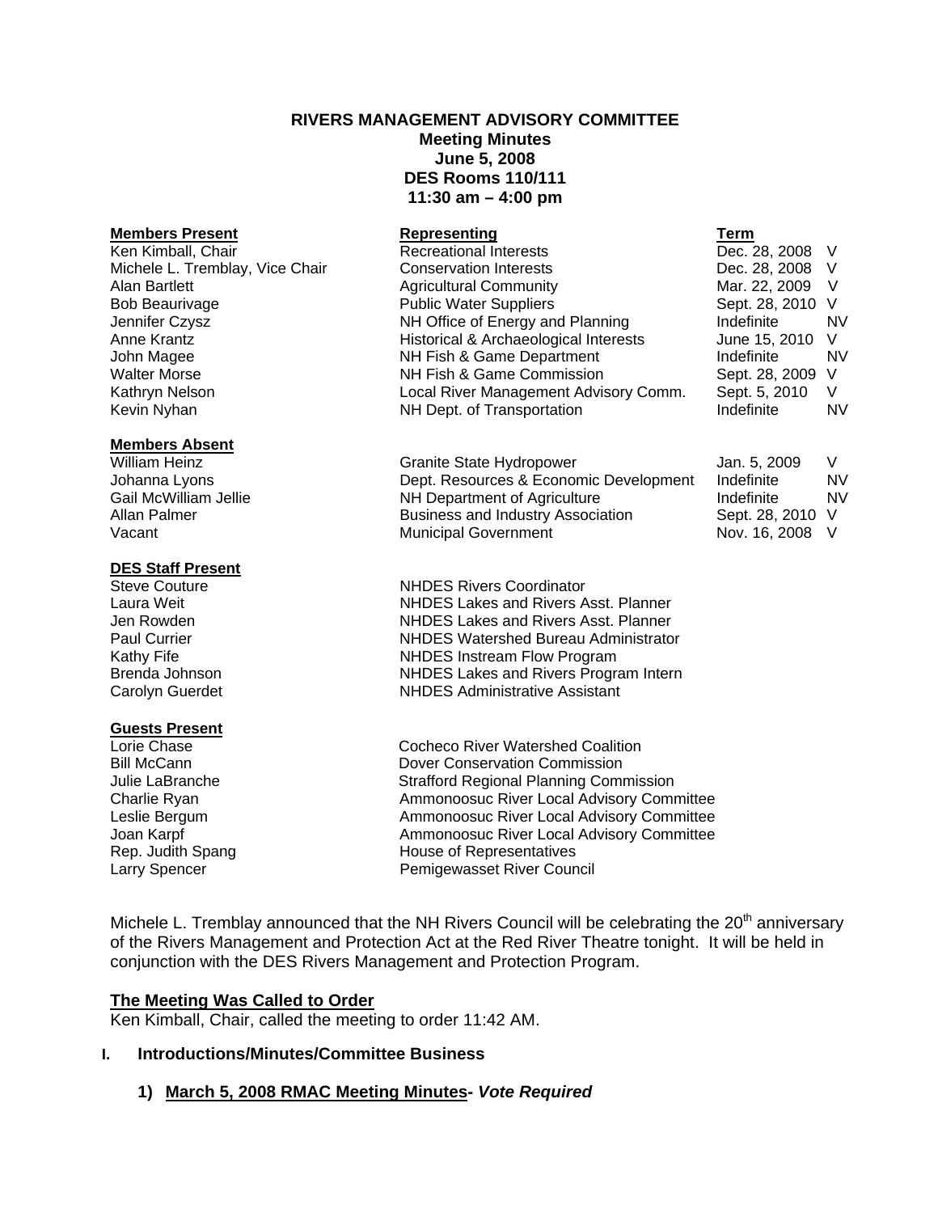**RIVERS MANAGEMENT ADVISORY COMMITTEE**
**Meeting Minutes**
**June 5, 2008**
**DES Rooms 110/111**
**11:30 am – 4:00 pm**

| **Members Present** | **Representing** | **Term** | |
|---|---|---|---|
| Ken Kimball, Chair | Recreational Interests | Dec. 28, 2008 | V |
| Michele L. Tremblay, Vice Chair | Conservation Interests | Dec. 28, 2008 | V |
| Alan Bartlett | Agricultural Community | Mar. 22, 2009 | V |
| Bob Beaurivage | Public Water Suppliers | Sept. 28, 2010 | V |
| Jennifer Czysz | NH Office of Energy and Planning | Indefinite | NV |
| Anne Krantz | Historical & Archaeological Interests | June 15, 2010 | V |
| John Magee | NH Fish & Game Department | Indefinite | NV |
| Walter Morse | NH Fish & Game Commission | Sept. 28, 2009 | V |
| Kathryn Nelson | Local River Management Advisory Comm. | Sept. 5, 2010 | V |
| Kevin Nyhan | NH Dept. of Transportation | Indefinite | NV |

| **Members Absent** | | | |
|---|---|---|---|
| William Heinz | Granite State Hydropower | Jan. 5, 2009 | V |
| Johanna Lyons | Dept. Resources & Economic Development | Indefinite | NV |
| Gail McWilliam Jellie | NH Department of Agriculture | Indefinite | NV |
| Allan Palmer | Business and Industry Association | Sept. 28, 2010 | V |
| Vacant | Municipal Government | Nov. 16, 2008 | V |

| **DES Staff Present** | |
|---|---|
| Steve Couture | NHDES Rivers Coordinator |
| Laura Weit | NHDES Lakes and Rivers Asst. Planner |
| Jen Rowden | NHDES Lakes and Rivers Asst. Planner |
| Paul Currier | NHDES Watershed Bureau Administrator |
| Kathy Fife | NHDES Instream Flow Program |
| Brenda Johnson | NHDES Lakes and Rivers Program Intern |
| Carolyn Guerdet | NHDES Administrative Assistant |

| **Guests Present** | |
|---|---|
| Lorie Chase | Cocheco River Watershed Coalition |
| Bill McCann | Dover Conservation Commission |
| Julie LaBranche | Strafford Regional Planning Commission |
| Charlie Ryan | Ammonoosuc River Local Advisory Committee |
| Leslie Bergum | Ammonoosuc River Local Advisory Committee |
| Joan Karpf | Ammonoosuc River Local Advisory Committee |
| Rep. Judith Spang | House of Representatives |
| Larry Spencer | Pemigewasset River Council |

Michele L. Tremblay announced that the NH Rivers Council will be celebrating the 20th anniversary of the Rivers Management and Protection Act at the Red River Theatre tonight. It will be held in conjunction with the DES Rivers Management and Protection Program.

**The Meeting Was Called to Order**

Ken Kimball, Chair, called the meeting to order 11:42 AM.

## I. Introductions/Minutes/Committee Business

### 1) March 5, 2008 RMAC Meeting Minutes- *Vote Required*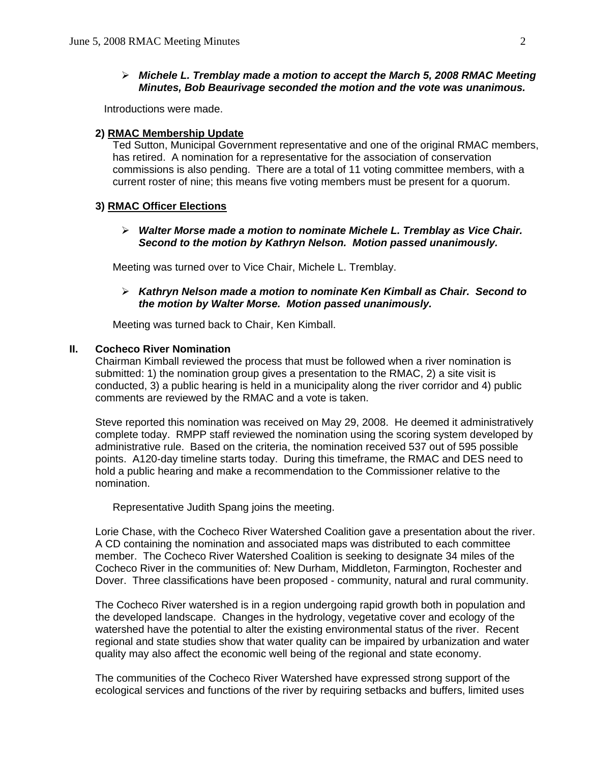- ***Michele L. Tremblay made a motion to accept the March 5, 2008 RMAC Meeting Minutes, Bob Beaurivage seconded the motion and the vote was unanimous.***

Introductions were made.

**2) RMAC Membership Update**

Ted Sutton, Municipal Government representative and one of the original RMAC members, has retired. A nomination for a representative for the association of conservation commissions is also pending. There are a total of 11 voting committee members, with a current roster of nine; this means five voting members must be present for a quorum.

**3) RMAC Officer Elections**

- ***Walter Morse made a motion to nominate Michele L. Tremblay as Vice Chair. Second to the motion by Kathryn Nelson. Motion passed unanimously.***

Meeting was turned over to Vice Chair, Michele L. Tremblay.

- ***Kathryn Nelson made a motion to nominate Ken Kimball as Chair. Second to the motion by Walter Morse. Motion passed unanimously.***

Meeting was turned back to Chair, Ken Kimball.

## II. Cocheco River Nomination

Chairman Kimball reviewed the process that must be followed when a river nomination is submitted: 1) the nomination group gives a presentation to the RMAC, 2) a site visit is conducted, 3) a public hearing is held in a municipality along the river corridor and 4) public comments are reviewed by the RMAC and a vote is taken.

Steve reported this nomination was received on May 29, 2008. He deemed it administratively complete today. RMPP staff reviewed the nomination using the scoring system developed by administrative rule. Based on the criteria, the nomination received 537 out of 595 possible points. A120-day timeline starts today. During this timeframe, the RMAC and DES need to hold a public hearing and make a recommendation to the Commissioner relative to the nomination.

Representative Judith Spang joins the meeting.

Lorie Chase, with the Cocheco River Watershed Coalition gave a presentation about the river. A CD containing the nomination and associated maps was distributed to each committee member. The Cocheco River Watershed Coalition is seeking to designate 34 miles of the Cocheco River in the communities of: New Durham, Middleton, Farmington, Rochester and Dover. Three classifications have been proposed - community, natural and rural community.

The Cocheco River watershed is in a region undergoing rapid growth both in population and the developed landscape. Changes in the hydrology, vegetative cover and ecology of the watershed have the potential to alter the existing environmental status of the river. Recent regional and state studies show that water quality can be impaired by urbanization and water quality may also affect the economic well being of the regional and state economy.

The communities of the Cocheco River Watershed have expressed strong support of the ecological services and functions of the river by requiring setbacks and buffers, limited uses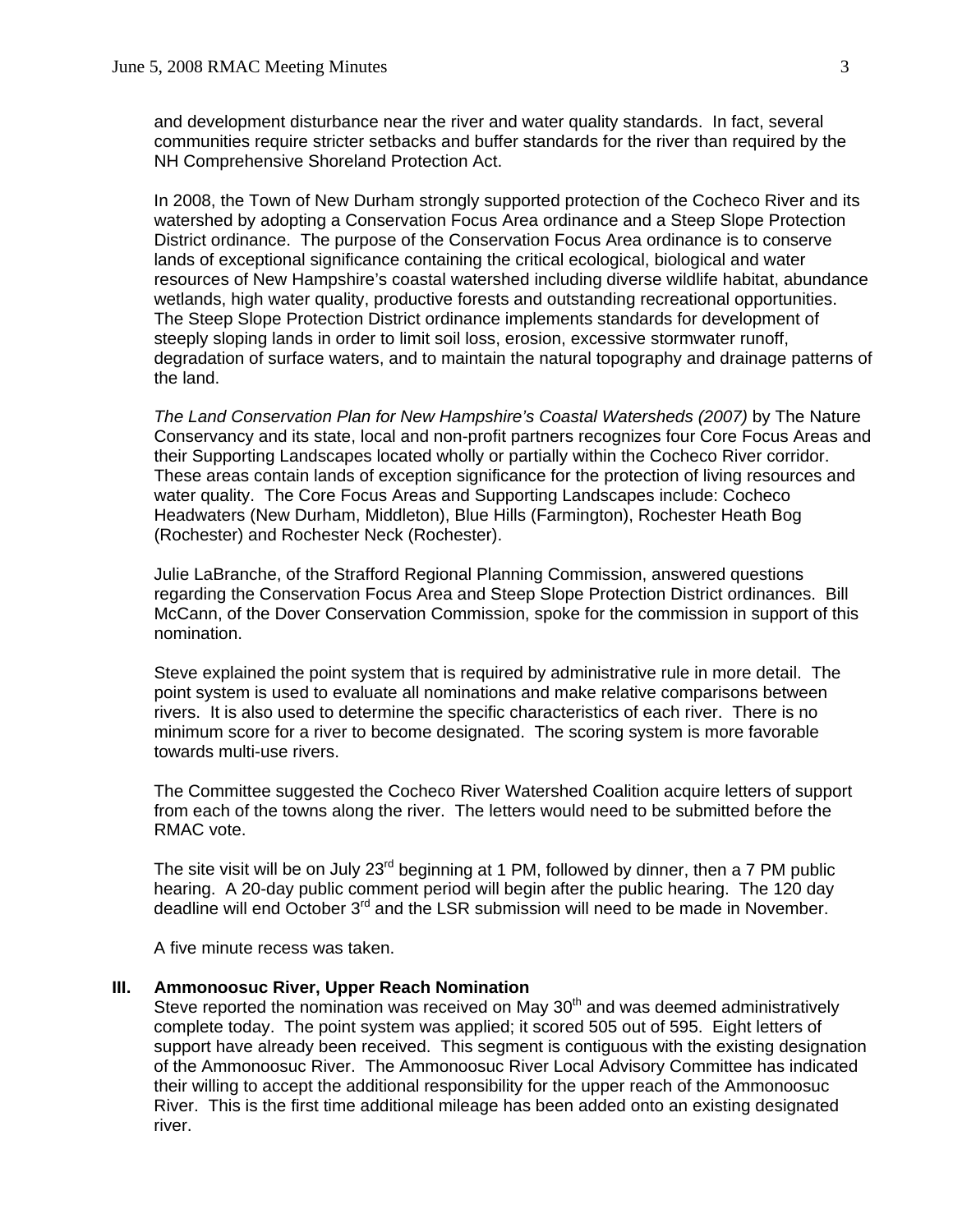and development disturbance near the river and water quality standards. In fact, several communities require stricter setbacks and buffer standards for the river than required by the NH Comprehensive Shoreland Protection Act.

In 2008, the Town of New Durham strongly supported protection of the Cocheco River and its watershed by adopting a Conservation Focus Area ordinance and a Steep Slope Protection District ordinance. The purpose of the Conservation Focus Area ordinance is to conserve lands of exceptional significance containing the critical ecological, biological and water resources of New Hampshire's coastal watershed including diverse wildlife habitat, abundance wetlands, high water quality, productive forests and outstanding recreational opportunities. The Steep Slope Protection District ordinance implements standards for development of steeply sloping lands in order to limit soil loss, erosion, excessive stormwater runoff, degradation of surface waters, and to maintain the natural topography and drainage patterns of the land.

*The Land Conservation Plan for New Hampshire's Coastal Watersheds (2007)* by The Nature Conservancy and its state, local and non-profit partners recognizes four Core Focus Areas and their Supporting Landscapes located wholly or partially within the Cocheco River corridor. These areas contain lands of exception significance for the protection of living resources and water quality. The Core Focus Areas and Supporting Landscapes include: Cocheco Headwaters (New Durham, Middleton), Blue Hills (Farmington), Rochester Heath Bog (Rochester) and Rochester Neck (Rochester).

Julie LaBranche, of the Strafford Regional Planning Commission, answered questions regarding the Conservation Focus Area and Steep Slope Protection District ordinances. Bill McCann, of the Dover Conservation Commission, spoke for the commission in support of this nomination.

Steve explained the point system that is required by administrative rule in more detail. The point system is used to evaluate all nominations and make relative comparisons between rivers. It is also used to determine the specific characteristics of each river. There is no minimum score for a river to become designated. The scoring system is more favorable towards multi-use rivers.

The Committee suggested the Cocheco River Watershed Coalition acquire letters of support from each of the towns along the river. The letters would need to be submitted before the RMAC vote.

The site visit will be on July 23rd beginning at 1 PM, followed by dinner, then a 7 PM public hearing. A 20-day public comment period will begin after the public hearing. The 120 day deadline will end October 3rd and the LSR submission will need to be made in November.

A five minute recess was taken.

## III. Ammonoosuc River, Upper Reach Nomination

Steve reported the nomination was received on May 30th and was deemed administratively complete today. The point system was applied; it scored 505 out of 595. Eight letters of support have already been received. This segment is contiguous with the existing designation of the Ammonoosuc River. The Ammonoosuc River Local Advisory Committee has indicated their willing to accept the additional responsibility for the upper reach of the Ammonoosuc River. This is the first time additional mileage has been added onto an existing designated river.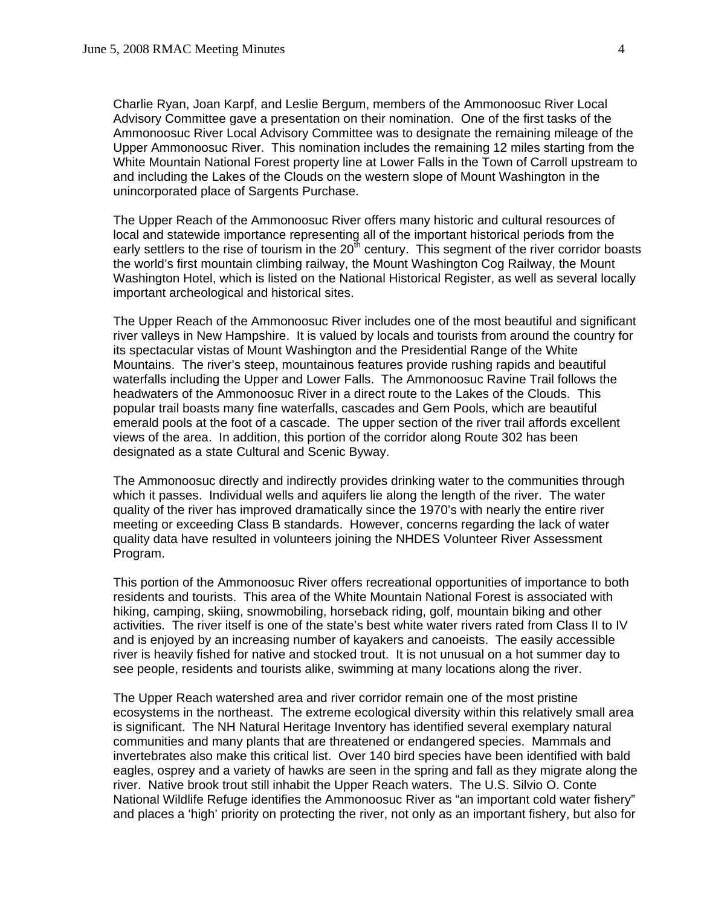Charlie Ryan, Joan Karpf, and Leslie Bergum, members of the Ammonoosuc River Local Advisory Committee gave a presentation on their nomination. One of the first tasks of the Ammonoosuc River Local Advisory Committee was to designate the remaining mileage of the Upper Ammonoosuc River. This nomination includes the remaining 12 miles starting from the White Mountain National Forest property line at Lower Falls in the Town of Carroll upstream to and including the Lakes of the Clouds on the western slope of Mount Washington in the unincorporated place of Sargents Purchase.

The Upper Reach of the Ammonoosuc River offers many historic and cultural resources of local and statewide importance representing all of the important historical periods from the early settlers to the rise of tourism in the 20th century. This segment of the river corridor boasts the world's first mountain climbing railway, the Mount Washington Cog Railway, the Mount Washington Hotel, which is listed on the National Historical Register, as well as several locally important archeological and historical sites.

The Upper Reach of the Ammonoosuc River includes one of the most beautiful and significant river valleys in New Hampshire. It is valued by locals and tourists from around the country for its spectacular vistas of Mount Washington and the Presidential Range of the White Mountains. The river's steep, mountainous features provide rushing rapids and beautiful waterfalls including the Upper and Lower Falls. The Ammonoosuc Ravine Trail follows the headwaters of the Ammonoosuc River in a direct route to the Lakes of the Clouds. This popular trail boasts many fine waterfalls, cascades and Gem Pools, which are beautiful emerald pools at the foot of a cascade. The upper section of the river trail affords excellent views of the area. In addition, this portion of the corridor along Route 302 has been designated as a state Cultural and Scenic Byway.

The Ammonoosuc directly and indirectly provides drinking water to the communities through which it passes. Individual wells and aquifers lie along the length of the river. The water quality of the river has improved dramatically since the 1970's with nearly the entire river meeting or exceeding Class B standards. However, concerns regarding the lack of water quality data have resulted in volunteers joining the NHDES Volunteer River Assessment Program.

This portion of the Ammonoosuc River offers recreational opportunities of importance to both residents and tourists. This area of the White Mountain National Forest is associated with hiking, camping, skiing, snowmobiling, horseback riding, golf, mountain biking and other activities. The river itself is one of the state's best white water rivers rated from Class II to IV and is enjoyed by an increasing number of kayakers and canoeists. The easily accessible river is heavily fished for native and stocked trout. It is not unusual on a hot summer day to see people, residents and tourists alike, swimming at many locations along the river.

The Upper Reach watershed area and river corridor remain one of the most pristine ecosystems in the northeast. The extreme ecological diversity within this relatively small area is significant. The NH Natural Heritage Inventory has identified several exemplary natural communities and many plants that are threatened or endangered species. Mammals and invertebrates also make this critical list. Over 140 bird species have been identified with bald eagles, osprey and a variety of hawks are seen in the spring and fall as they migrate along the river. Native brook trout still inhabit the Upper Reach waters. The U.S. Silvio O. Conte National Wildlife Refuge identifies the Ammonoosuc River as "an important cold water fishery" and places a 'high' priority on protecting the river, not only as an important fishery, but also for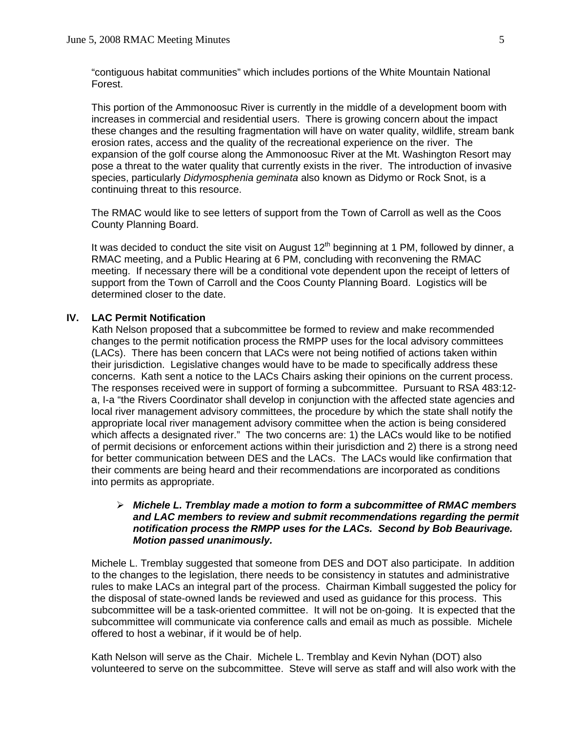"contiguous habitat communities" which includes portions of the White Mountain National Forest.

This portion of the Ammonoosuc River is currently in the middle of a development boom with increases in commercial and residential users. There is growing concern about the impact these changes and the resulting fragmentation will have on water quality, wildlife, stream bank erosion rates, access and the quality of the recreational experience on the river. The expansion of the golf course along the Ammonoosuc River at the Mt. Washington Resort may pose a threat to the water quality that currently exists in the river. The introduction of invasive species, particularly *Didymosphenia geminata* also known as Didymo or Rock Snot, is a continuing threat to this resource.

The RMAC would like to see letters of support from the Town of Carroll as well as the Coos County Planning Board.

It was decided to conduct the site visit on August 12th beginning at 1 PM, followed by dinner, a RMAC meeting, and a Public Hearing at 6 PM, concluding with reconvening the RMAC meeting. If necessary there will be a conditional vote dependent upon the receipt of letters of support from the Town of Carroll and the Coos County Planning Board. Logistics will be determined closer to the date.

## IV. LAC Permit Notification

Kath Nelson proposed that a subcommittee be formed to review and make recommended changes to the permit notification process the RMPP uses for the local advisory committees (LACs). There has been concern that LACs were not being notified of actions taken within their jurisdiction. Legislative changes would have to be made to specifically address these concerns. Kath sent a notice to the LACs Chairs asking their opinions on the current process. The responses received were in support of forming a subcommittee. Pursuant to RSA 483:12-a, I-a "the Rivers Coordinator shall develop in conjunction with the affected state agencies and local river management advisory committees, the procedure by which the state shall notify the appropriate local river management advisory committee when the action is being considered which affects a designated river." The two concerns are: 1) the LACs would like to be notified of permit decisions or enforcement actions within their jurisdiction and 2) there is a strong need for better communication between DES and the LACs. The LACs would like confirmation that their comments are being heard and their recommendations are incorporated as conditions into permits as appropriate.

- ***Michele L. Tremblay made a motion to form a subcommittee of RMAC members and LAC members to review and submit recommendations regarding the permit notification process the RMPP uses for the LACs. Second by Bob Beaurivage. Motion passed unanimously.***

Michele L. Tremblay suggested that someone from DES and DOT also participate. In addition to the changes to the legislation, there needs to be consistency in statutes and administrative rules to make LACs an integral part of the process. Chairman Kimball suggested the policy for the disposal of state-owned lands be reviewed and used as guidance for this process. This subcommittee will be a task-oriented committee. It will not be on-going. It is expected that the subcommittee will communicate via conference calls and email as much as possible. Michele offered to host a webinar, if it would be of help.

Kath Nelson will serve as the Chair. Michele L. Tremblay and Kevin Nyhan (DOT) also volunteered to serve on the subcommittee. Steve will serve as staff and will also work with the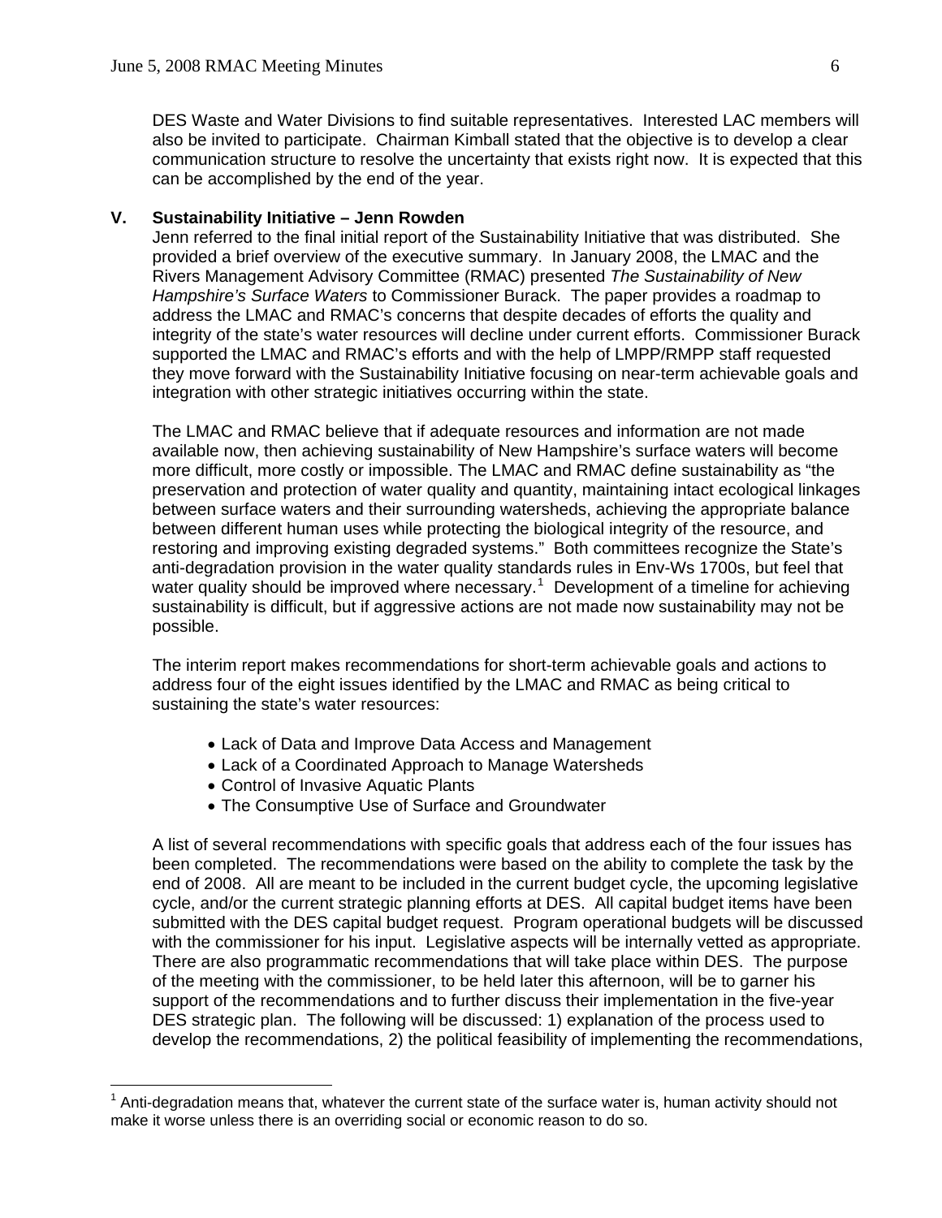DES Waste and Water Divisions to find suitable representatives. Interested LAC members will also be invited to participate. Chairman Kimball stated that the objective is to develop a clear communication structure to resolve the uncertainty that exists right now. It is expected that this can be accomplished by the end of the year.

## V. Sustainability Initiative – Jenn Rowden

Jenn referred to the final initial report of the Sustainability Initiative that was distributed. She provided a brief overview of the executive summary. In January 2008, the LMAC and the Rivers Management Advisory Committee (RMAC) presented *The Sustainability of New Hampshire's Surface Waters* to Commissioner Burack. The paper provides a roadmap to address the LMAC and RMAC's concerns that despite decades of efforts the quality and integrity of the state's water resources will decline under current efforts. Commissioner Burack supported the LMAC and RMAC's efforts and with the help of LMPP/RMPP staff requested they move forward with the Sustainability Initiative focusing on near-term achievable goals and integration with other strategic initiatives occurring within the state.

The LMAC and RMAC believe that if adequate resources and information are not made available now, then achieving sustainability of New Hampshire's surface waters will become more difficult, more costly or impossible. The LMAC and RMAC define sustainability as "the preservation and protection of water quality and quantity, maintaining intact ecological linkages between surface waters and their surrounding watersheds, achieving the appropriate balance between different human uses while protecting the biological integrity of the resource, and restoring and improving existing degraded systems." Both committees recognize the State's anti-degradation provision in the water quality standards rules in Env-Ws 1700s, but feel that water quality should be improved where necessary.[1] Development of a timeline for achieving sustainability is difficult, but if aggressive actions are not made now sustainability may not be possible.

The interim report makes recommendations for short-term achievable goals and actions to address four of the eight issues identified by the LMAC and RMAC as being critical to sustaining the state's water resources:

- Lack of Data and Improve Data Access and Management
- Lack of a Coordinated Approach to Manage Watersheds
- Control of Invasive Aquatic Plants
- The Consumptive Use of Surface and Groundwater

A list of several recommendations with specific goals that address each of the four issues has been completed. The recommendations were based on the ability to complete the task by the end of 2008. All are meant to be included in the current budget cycle, the upcoming legislative cycle, and/or the current strategic planning efforts at DES. All capital budget items have been submitted with the DES capital budget request. Program operational budgets will be discussed with the commissioner for his input. Legislative aspects will be internally vetted as appropriate. There are also programmatic recommendations that will take place within DES. The purpose of the meeting with the commissioner, to be held later this afternoon, will be to garner his support of the recommendations and to further discuss their implementation in the five-year DES strategic plan. The following will be discussed: 1) explanation of the process used to develop the recommendations, 2) the political feasibility of implementing the recommendations,

---

[1] Anti-degradation means that, whatever the current state of the surface water is, human activity should not make it worse unless there is an overriding social or economic reason to do so.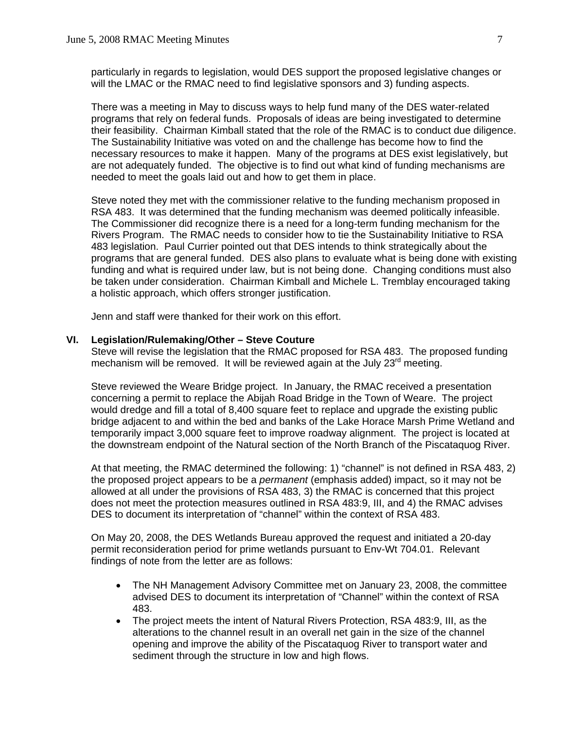particularly in regards to legislation, would DES support the proposed legislative changes or will the LMAC or the RMAC need to find legislative sponsors and 3) funding aspects.

There was a meeting in May to discuss ways to help fund many of the DES water-related programs that rely on federal funds. Proposals of ideas are being investigated to determine their feasibility. Chairman Kimball stated that the role of the RMAC is to conduct due diligence. The Sustainability Initiative was voted on and the challenge has become how to find the necessary resources to make it happen. Many of the programs at DES exist legislatively, but are not adequately funded. The objective is to find out what kind of funding mechanisms are needed to meet the goals laid out and how to get them in place.

Steve noted they met with the commissioner relative to the funding mechanism proposed in RSA 483. It was determined that the funding mechanism was deemed politically infeasible. The Commissioner did recognize there is a need for a long-term funding mechanism for the Rivers Program. The RMAC needs to consider how to tie the Sustainability Initiative to RSA 483 legislation. Paul Currier pointed out that DES intends to think strategically about the programs that are general funded. DES also plans to evaluate what is being done with existing funding and what is required under law, but is not being done. Changing conditions must also be taken under consideration. Chairman Kimball and Michele L. Tremblay encouraged taking a holistic approach, which offers stronger justification.

Jenn and staff were thanked for their work on this effort.

## VI. Legislation/Rulemaking/Other – Steve Couture

Steve will revise the legislation that the RMAC proposed for RSA 483. The proposed funding mechanism will be removed. It will be reviewed again at the July 23rd meeting.

Steve reviewed the Weare Bridge project. In January, the RMAC received a presentation concerning a permit to replace the Abijah Road Bridge in the Town of Weare. The project would dredge and fill a total of 8,400 square feet to replace and upgrade the existing public bridge adjacent to and within the bed and banks of the Lake Horace Marsh Prime Wetland and temporarily impact 3,000 square feet to improve roadway alignment. The project is located at the downstream endpoint of the Natural section of the North Branch of the Piscataquog River.

At that meeting, the RMAC determined the following: 1) "channel" is not defined in RSA 483, 2) the proposed project appears to be a *permanent* (emphasis added) impact, so it may not be allowed at all under the provisions of RSA 483, 3) the RMAC is concerned that this project does not meet the protection measures outlined in RSA 483:9, III, and 4) the RMAC advises DES to document its interpretation of "channel" within the context of RSA 483.

On May 20, 2008, the DES Wetlands Bureau approved the request and initiated a 20-day permit reconsideration period for prime wetlands pursuant to Env-Wt 704.01. Relevant findings of note from the letter are as follows:

- The NH Management Advisory Committee met on January 23, 2008, the committee advised DES to document its interpretation of "Channel" within the context of RSA 483.
- The project meets the intent of Natural Rivers Protection, RSA 483:9, III, as the alterations to the channel result in an overall net gain in the size of the channel opening and improve the ability of the Piscataquog River to transport water and sediment through the structure in low and high flows.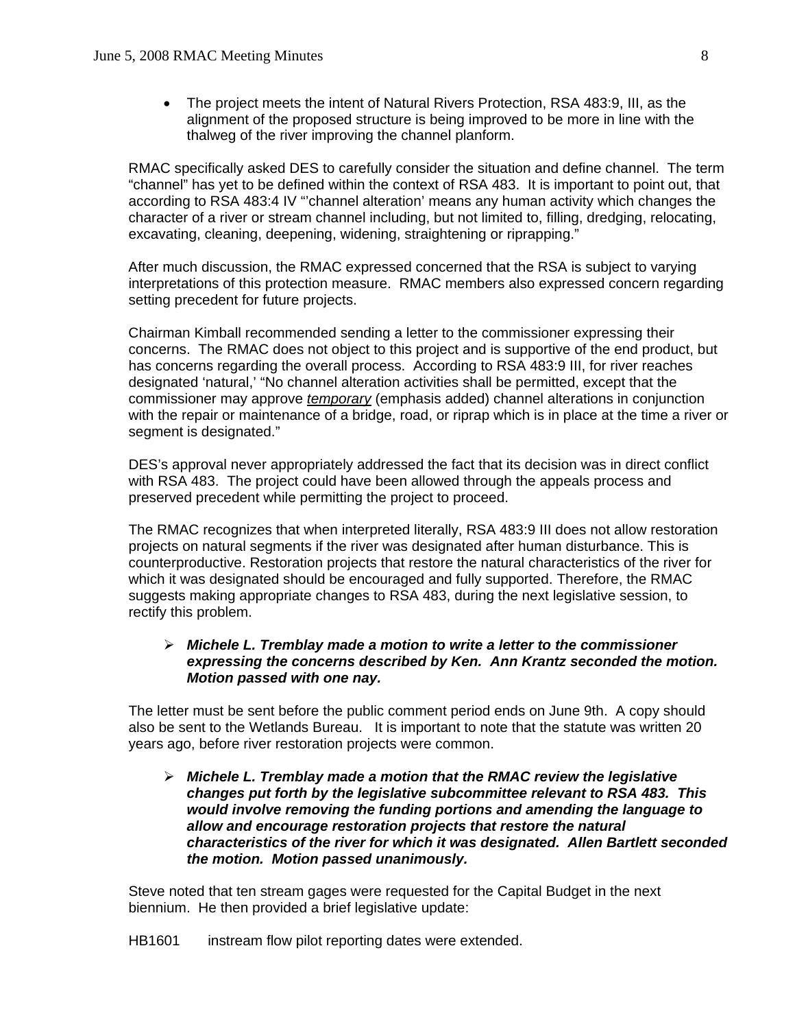- The project meets the intent of Natural Rivers Protection, RSA 483:9, III, as the alignment of the proposed structure is being improved to be more in line with the thalweg of the river improving the channel planform.

RMAC specifically asked DES to carefully consider the situation and define channel. The term "channel" has yet to be defined within the context of RSA 483. It is important to point out, that according to RSA 483:4 IV "'channel alteration' means any human activity which changes the character of a river or stream channel including, but not limited to, filling, dredging, relocating, excavating, cleaning, deepening, widening, straightening or riprapping."

After much discussion, the RMAC expressed concerned that the RSA is subject to varying interpretations of this protection measure. RMAC members also expressed concern regarding setting precedent for future projects.

Chairman Kimball recommended sending a letter to the commissioner expressing their concerns. The RMAC does not object to this project and is supportive of the end product, but has concerns regarding the overall process. According to RSA 483:9 III, for river reaches designated 'natural,' "No channel alteration activities shall be permitted, except that the commissioner may approve <u>*temporary*</u> (emphasis added) channel alterations in conjunction with the repair or maintenance of a bridge, road, or riprap which is in place at the time a river or segment is designated."

DES's approval never appropriately addressed the fact that its decision was in direct conflict with RSA 483. The project could have been allowed through the appeals process and preserved precedent while permitting the project to proceed.

The RMAC recognizes that when interpreted literally, RSA 483:9 III does not allow restoration projects on natural segments if the river was designated after human disturbance. This is counterproductive. Restoration projects that restore the natural characteristics of the river for which it was designated should be encouraged and fully supported. Therefore, the RMAC suggests making appropriate changes to RSA 483, during the next legislative session, to rectify this problem.

- ***Michele L. Tremblay made a motion to write a letter to the commissioner expressing the concerns described by Ken. Ann Krantz seconded the motion. Motion passed with one nay.***

The letter must be sent before the public comment period ends on June 9th. A copy should also be sent to the Wetlands Bureau. It is important to note that the statute was written 20 years ago, before river restoration projects were common.

- ***Michele L. Tremblay made a motion that the RMAC review the legislative changes put forth by the legislative subcommittee relevant to RSA 483. This would involve removing the funding portions and amending the language to allow and encourage restoration projects that restore the natural characteristics of the river for which it was designated. Allen Bartlett seconded the motion. Motion passed unanimously.***

Steve noted that ten stream gages were requested for the Capital Budget in the next biennium. He then provided a brief legislative update:

HB1601 instream flow pilot reporting dates were extended.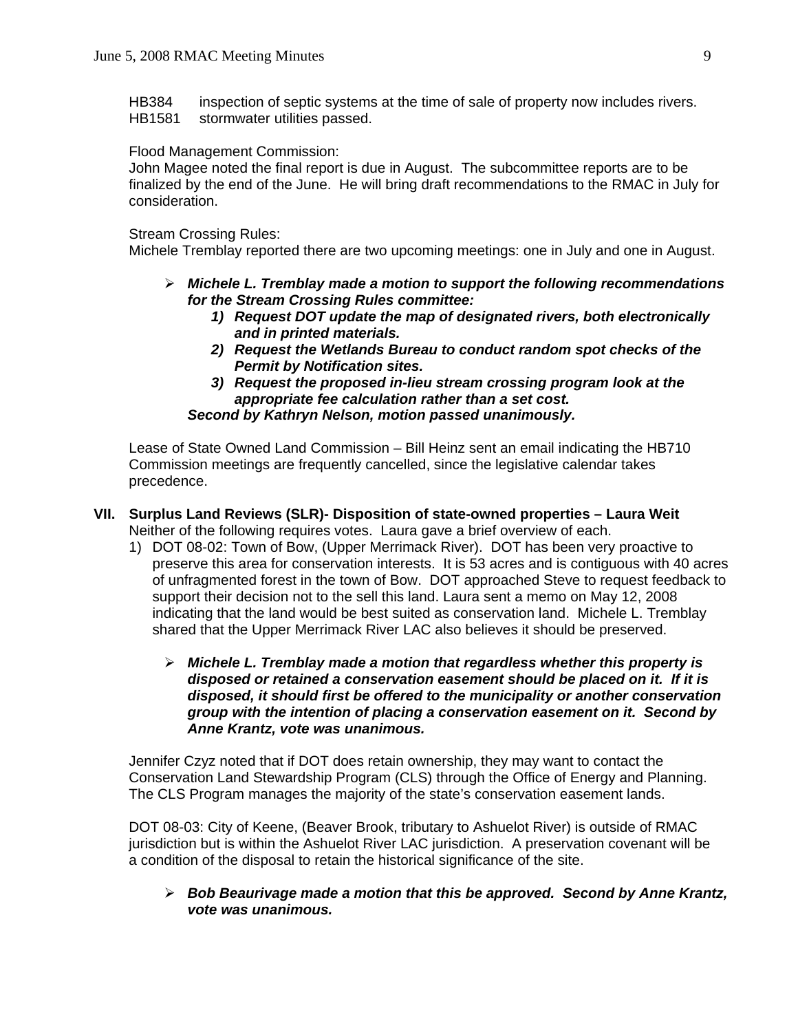HB384 inspection of septic systems at the time of sale of property now includes rivers.
HB1581 stormwater utilities passed.

Flood Management Commission:
John Magee noted the final report is due in August. The subcommittee reports are to be finalized by the end of the June. He will bring draft recommendations to the RMAC in July for consideration.

Stream Crossing Rules:
Michele Tremblay reported there are two upcoming meetings: one in July and one in August.

- ***Michele L. Tremblay made a motion to support the following recommendations for the Stream Crossing Rules committee:***
  1) ***Request DOT update the map of designated rivers, both electronically and in printed materials.***
  2) ***Request the Wetlands Bureau to conduct random spot checks of the Permit by Notification sites.***
  3) ***Request the proposed in-lieu stream crossing program look at the appropriate fee calculation rather than a set cost.***

  ***Second by Kathryn Nelson, motion passed unanimously.***

Lease of State Owned Land Commission – Bill Heinz sent an email indicating the HB710 Commission meetings are frequently cancelled, since the legislative calendar takes precedence.

## VII. Surplus Land Reviews (SLR)- Disposition of state-owned properties – Laura Weit

Neither of the following requires votes. Laura gave a brief overview of each.

1) DOT 08-02: Town of Bow, (Upper Merrimack River). DOT has been very proactive to preserve this area for conservation interests. It is 53 acres and is contiguous with 40 acres of unfragmented forest in the town of Bow. DOT approached Steve to request feedback to support their decision not to the sell this land. Laura sent a memo on May 12, 2008 indicating that the land would be best suited as conservation land. Michele L. Tremblay shared that the Upper Merrimack River LAC also believes it should be preserved.

   - ***Michele L. Tremblay made a motion that regardless whether this property is disposed or retained a conservation easement should be placed on it. If it is disposed, it should first be offered to the municipality or another conservation group with the intention of placing a conservation easement on it. Second by Anne Krantz, vote was unanimous.***

Jennifer Czyz noted that if DOT does retain ownership, they may want to contact the Conservation Land Stewardship Program (CLS) through the Office of Energy and Planning. The CLS Program manages the majority of the state's conservation easement lands.

DOT 08-03: City of Keene, (Beaver Brook, tributary to Ashuelot River) is outside of RMAC jurisdiction but is within the Ashuelot River LAC jurisdiction. A preservation covenant will be a condition of the disposal to retain the historical significance of the site.

- ***Bob Beaurivage made a motion that this be approved. Second by Anne Krantz, vote was unanimous.***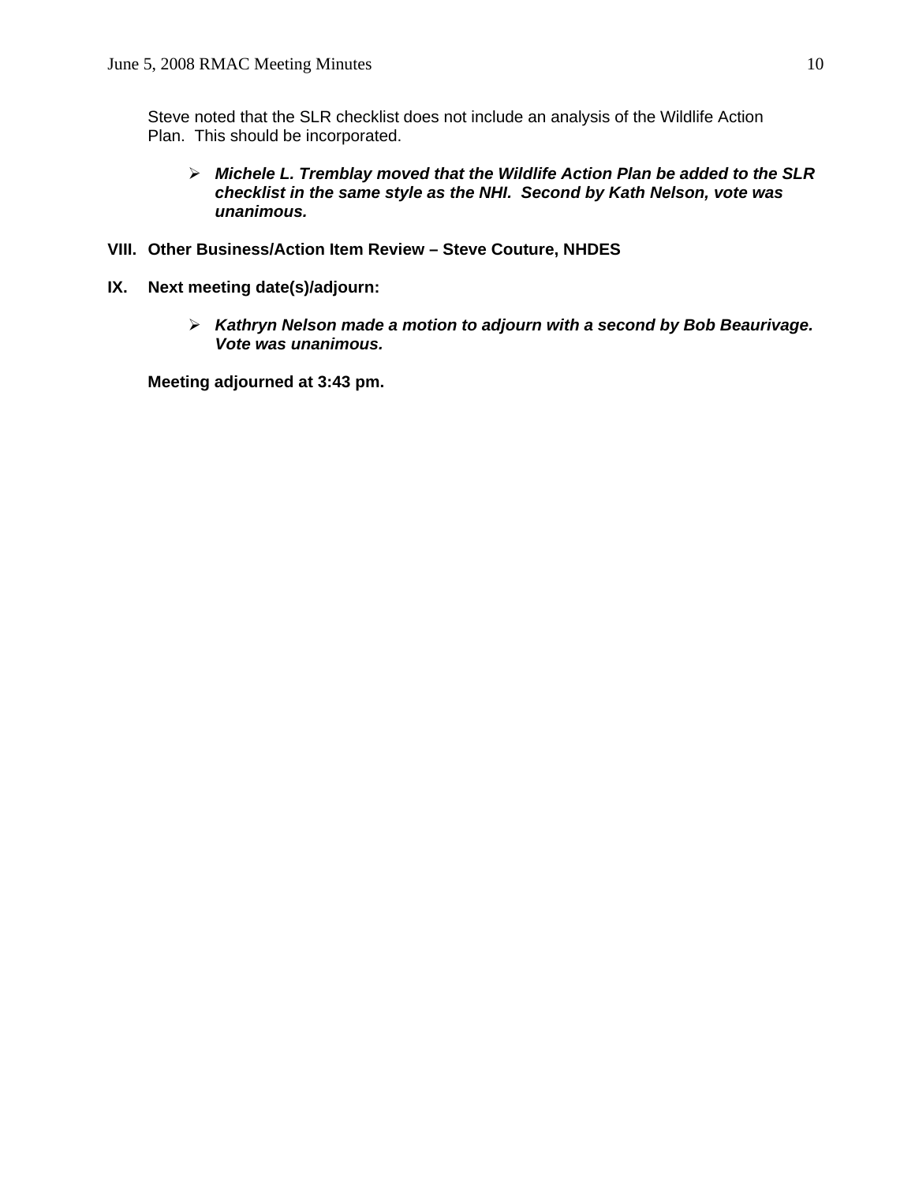Steve noted that the SLR checklist does not include an analysis of the Wildlife Action Plan. This should be incorporated.

- ***Michele L. Tremblay moved that the Wildlife Action Plan be added to the SLR checklist in the same style as the NHI. Second by Kath Nelson, vote was unanimous.***

**VIII. Other Business/Action Item Review – Steve Couture, NHDES**

**IX. Next meeting date(s)/adjourn:**

- ***Kathryn Nelson made a motion to adjourn with a second by Bob Beaurivage. Vote was unanimous.***

**Meeting adjourned at 3:43 pm.**